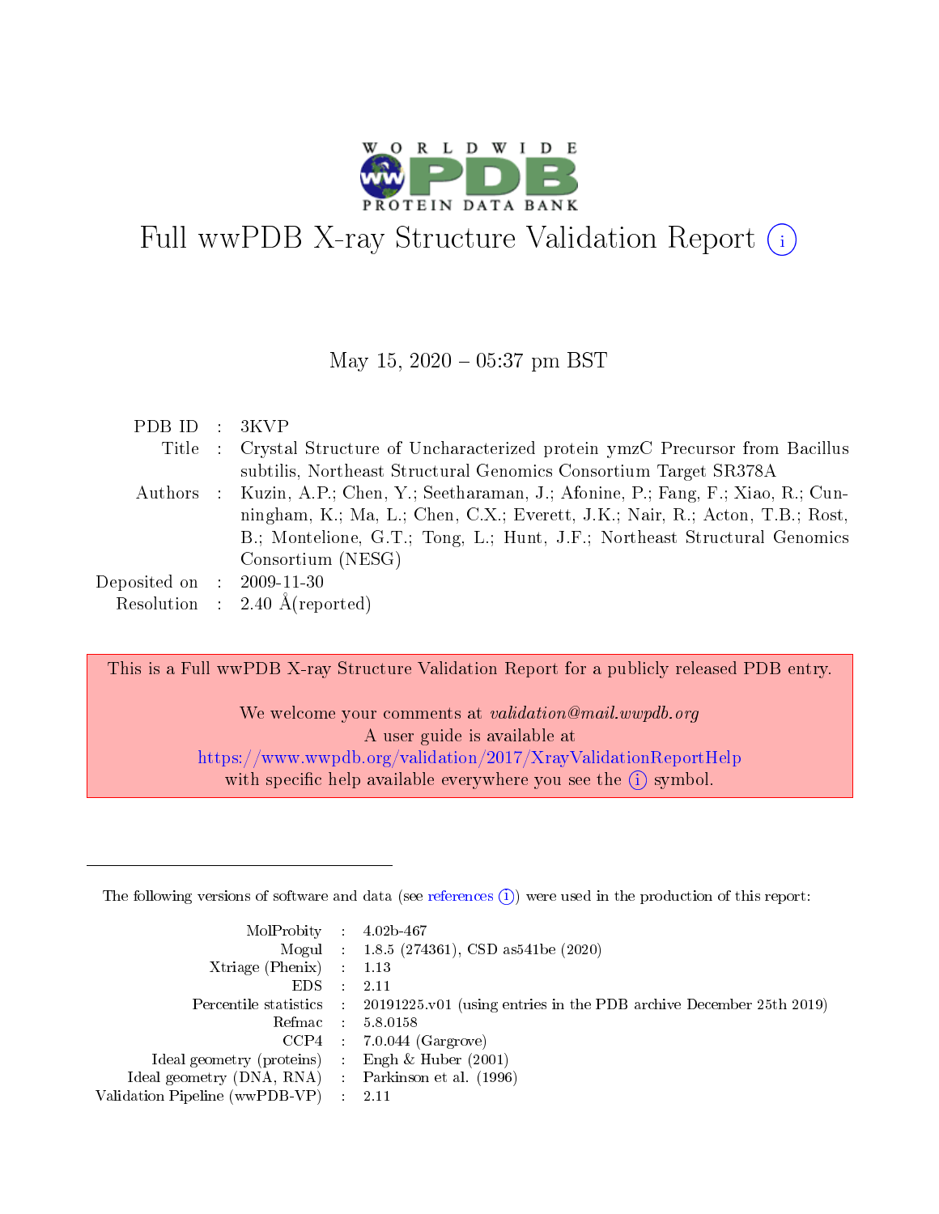# Full wwPDB X-ray Structure Validation Report (i)

May 15, 2020 – 05:37 pm BST

| | | |
|---|---|---|
| PDB ID | : | 3KVP |
| Title | : | Crystal Structure of Uncharacterized protein ymzC Precursor from Bacillus subtilis, Northeast Structural Genomics Consortium Target SR378A |
| Authors | : | Kuzin, A.P.; Chen, Y.; Seetharaman, J.; Afonine, P.; Fang, F.; Xiao, R.; Cunningham, K.; Ma, L.; Chen, C.X.; Everett, J.K.; Nair, R.; Acton, T.B.; Rost, B.; Montelione, G.T.; Tong, L.; Hunt, J.F.; Northeast Structural Genomics Consortium (NESG) |
| Deposited on | : | 2009-11-30 |
| Resolution | : | 2.40 Å(reported) |

This is a Full wwPDB X-ray Structure Validation Report for a publicly released PDB entry.

We welcome your comments at *validation@mail.wwpdb.org*
A user guide is available at
https://www.wwpdb.org/validation/2017/XrayValidationReportHelp
with specific help available everywhere you see the (i) symbol.

The following versions of software and data (see references (i)) were used in the production of this report:

| | | |
|---|---|---|
| MolProbity | : | 4.02b-467 |
| Mogul | : | 1.8.5 (274361), CSD as541be (2020) |
| Xtriage (Phenix) | : | 1.13 |
| EDS | : | 2.11 |
| Percentile statistics | : | 20191225.v01 (using entries in the PDB archive December 25th 2019) |
| Refmac | : | 5.8.0158 |
| CCP4 | : | 7.0.044 (Gargrove) |
| Ideal geometry (proteins) | : | Engh & Huber (2001) |
| Ideal geometry (DNA, RNA) | : | Parkinson et al. (1996) |
| Validation Pipeline (wwPDB-VP) | : | 2.11 |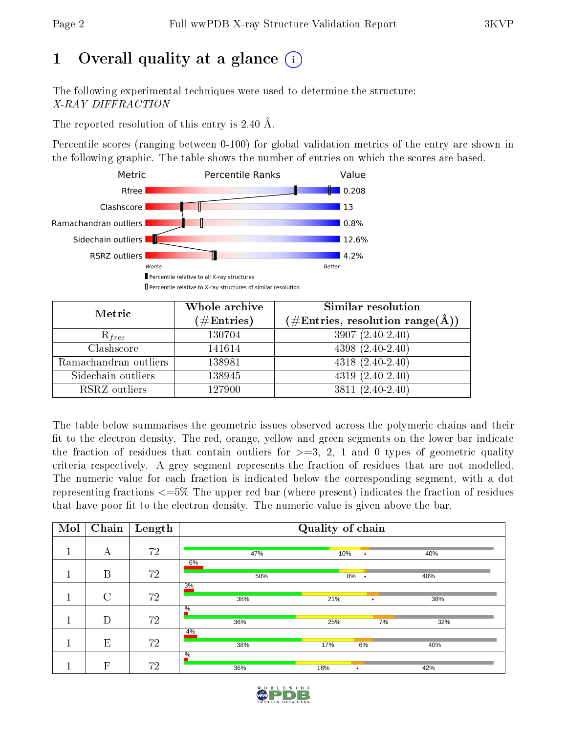# 1 Overall quality at a glance

The following experimental techniques were used to determine the structure:
*X-RAY DIFFRACTION*

The reported resolution of this entry is 2.40 Å.

Percentile scores (ranging between 0-100) for global validation metrics of the entry are shown in the following graphic. The table shows the number of entries on which the scores are based.

| Metric | Value |
|---|---|
| Rfree | 0.208 |
| Clashscore | 13 |
| Ramachandran outliers | 0.8% |
| Sidechain outliers | 12.6% |
| RSRZ outliers | 4.2% |

Worse — Better

Percentile relative to all X-ray structures

Percentile relative to X-ray structures of similar resolution

| Metric | Whole archive (#Entries) | Similar resolution (#Entries, resolution range(Å)) |
|---|---|---|
| $R_{free}$ | 130704 | 3907 (2.40-2.40) |
| Clashscore | 141614 | 4398 (2.40-2.40) |
| Ramachandran outliers | 138981 | 4318 (2.40-2.40) |
| Sidechain outliers | 138945 | 4319 (2.40-2.40) |
| RSRZ outliers | 127900 | 3811 (2.40-2.40) |

The table below summarises the geometric issues observed across the polymeric chains and their fit to the electron density. The red, orange, yellow and green segments on the lower bar indicate the fraction of residues that contain outliers for >=3, 2, 1 and 0 types of geometric quality criteria respectively. A grey segment represents the fraction of residues that are not modelled. The numeric value for each fraction is indicated below the corresponding segment, with a dot representing fractions <=5% The upper red bar (where present) indicates the fraction of residues that have poor fit to the electron density. The numeric value is given above the bar.

| Mol | Chain | Length | Quality of chain |
|---|---|---|---|
| 1 | A | 72 | 47% · 10% · • · 40% |
| 1 | B | 72 | 6% (poor fit); 50% · 8% · • · 40% |
| 1 | C | 72 | 3% (poor fit); 38% · 21% · • · 38% |
| 1 | D | 72 | % (poor fit); 36% · 25% · 7% · 32% |
| 1 | E | 72 | 4% (poor fit); 38% · 17% · 6% · 40% |
| 1 | F | 72 | % (poor fit); 36% · 18% · • · 42% |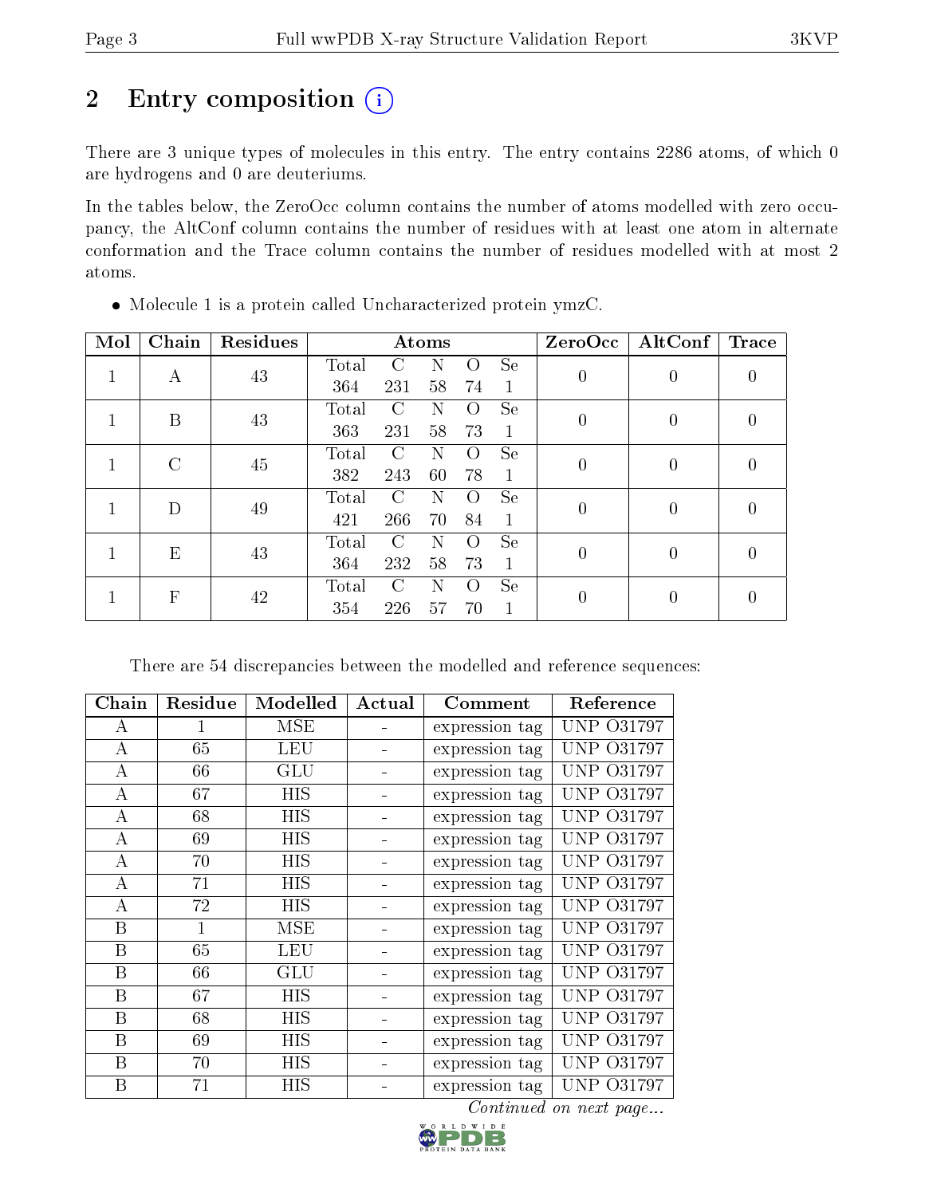# 2 Entry composition

There are 3 unique types of molecules in this entry. The entry contains 2286 atoms, of which 0 are hydrogens and 0 are deuteriums.

In the tables below, the ZeroOcc column contains the number of atoms modelled with zero occupancy, the AltConf column contains the number of residues with at least one atom in alternate conformation and the Trace column contains the number of residues modelled with at most 2 atoms.

- Molecule 1 is a protein called Uncharacterized protein ymzC.

| Mol | Chain | Residues | Atoms | | | | | ZeroOcc | AltConf | Trace |
|---|---|---|---|---|---|---|---|---|---|---|
| 1 | A | 43 | Total<br>364 | C<br>231 | N<br>58 | O<br>74 | Se<br>1 | 0 | 0 | 0 |
| 1 | B | 43 | Total<br>363 | C<br>231 | N<br>58 | O<br>73 | Se<br>1 | 0 | 0 | 0 |
| 1 | C | 45 | Total<br>382 | C<br>243 | N<br>60 | O<br>78 | Se<br>1 | 0 | 0 | 0 |
| 1 | D | 49 | Total<br>421 | C<br>266 | N<br>70 | O<br>84 | Se<br>1 | 0 | 0 | 0 |
| 1 | E | 43 | Total<br>364 | C<br>232 | N<br>58 | O<br>73 | Se<br>1 | 0 | 0 | 0 |
| 1 | F | 42 | Total<br>354 | C<br>226 | N<br>57 | O<br>70 | Se<br>1 | 0 | 0 | 0 |

There are 54 discrepancies between the modelled and reference sequences:

| Chain | Residue | Modelled | Actual | Comment | Reference |
|---|---|---|---|---|---|
| A | 1 | MSE | - | expression tag | UNP O31797 |
| A | 65 | LEU | - | expression tag | UNP O31797 |
| A | 66 | GLU | - | expression tag | UNP O31797 |
| A | 67 | HIS | - | expression tag | UNP O31797 |
| A | 68 | HIS | - | expression tag | UNP O31797 |
| A | 69 | HIS | - | expression tag | UNP O31797 |
| A | 70 | HIS | - | expression tag | UNP O31797 |
| A | 71 | HIS | - | expression tag | UNP O31797 |
| A | 72 | HIS | - | expression tag | UNP O31797 |
| B | 1 | MSE | - | expression tag | UNP O31797 |
| B | 65 | LEU | - | expression tag | UNP O31797 |
| B | 66 | GLU | - | expression tag | UNP O31797 |
| B | 67 | HIS | - | expression tag | UNP O31797 |
| B | 68 | HIS | - | expression tag | UNP O31797 |
| B | 69 | HIS | - | expression tag | UNP O31797 |
| B | 70 | HIS | - | expression tag | UNP O31797 |
| B | 71 | HIS | - | expression tag | UNP O31797 |

*Continued on next page...*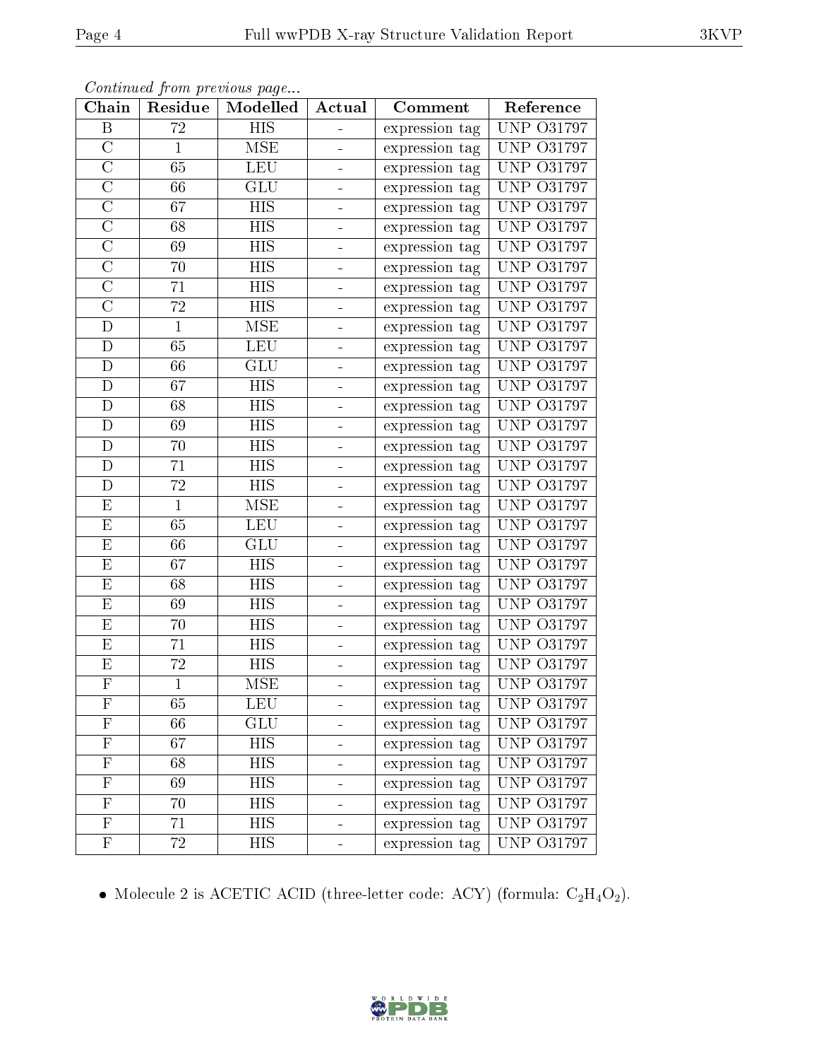*Continued from previous page...*

| Chain | Residue | Modelled | Actual | Comment | Reference |
|---|---|---|---|---|---|
| B | 72 | HIS | - | expression tag | UNP O31797 |
| C | 1 | MSE | - | expression tag | UNP O31797 |
| C | 65 | LEU | - | expression tag | UNP O31797 |
| C | 66 | GLU | - | expression tag | UNP O31797 |
| C | 67 | HIS | - | expression tag | UNP O31797 |
| C | 68 | HIS | - | expression tag | UNP O31797 |
| C | 69 | HIS | - | expression tag | UNP O31797 |
| C | 70 | HIS | - | expression tag | UNP O31797 |
| C | 71 | HIS | - | expression tag | UNP O31797 |
| C | 72 | HIS | - | expression tag | UNP O31797 |
| D | 1 | MSE | - | expression tag | UNP O31797 |
| D | 65 | LEU | - | expression tag | UNP O31797 |
| D | 66 | GLU | - | expression tag | UNP O31797 |
| D | 67 | HIS | - | expression tag | UNP O31797 |
| D | 68 | HIS | - | expression tag | UNP O31797 |
| D | 69 | HIS | - | expression tag | UNP O31797 |
| D | 70 | HIS | - | expression tag | UNP O31797 |
| D | 71 | HIS | - | expression tag | UNP O31797 |
| D | 72 | HIS | - | expression tag | UNP O31797 |
| E | 1 | MSE | - | expression tag | UNP O31797 |
| E | 65 | LEU | - | expression tag | UNP O31797 |
| E | 66 | GLU | - | expression tag | UNP O31797 |
| E | 67 | HIS | - | expression tag | UNP O31797 |
| E | 68 | HIS | - | expression tag | UNP O31797 |
| E | 69 | HIS | - | expression tag | UNP O31797 |
| E | 70 | HIS | - | expression tag | UNP O31797 |
| E | 71 | HIS | - | expression tag | UNP O31797 |
| E | 72 | HIS | - | expression tag | UNP O31797 |
| F | 1 | MSE | - | expression tag | UNP O31797 |
| F | 65 | LEU | - | expression tag | UNP O31797 |
| F | 66 | GLU | - | expression tag | UNP O31797 |
| F | 67 | HIS | - | expression tag | UNP O31797 |
| F | 68 | HIS | - | expression tag | UNP O31797 |
| F | 69 | HIS | - | expression tag | UNP O31797 |
| F | 70 | HIS | - | expression tag | UNP O31797 |
| F | 71 | HIS | - | expression tag | UNP O31797 |
| F | 72 | HIS | - | expression tag | UNP O31797 |

- Molecule 2 is ACETIC ACID (three-letter code: ACY) (formula: $C_2H_4O_2$).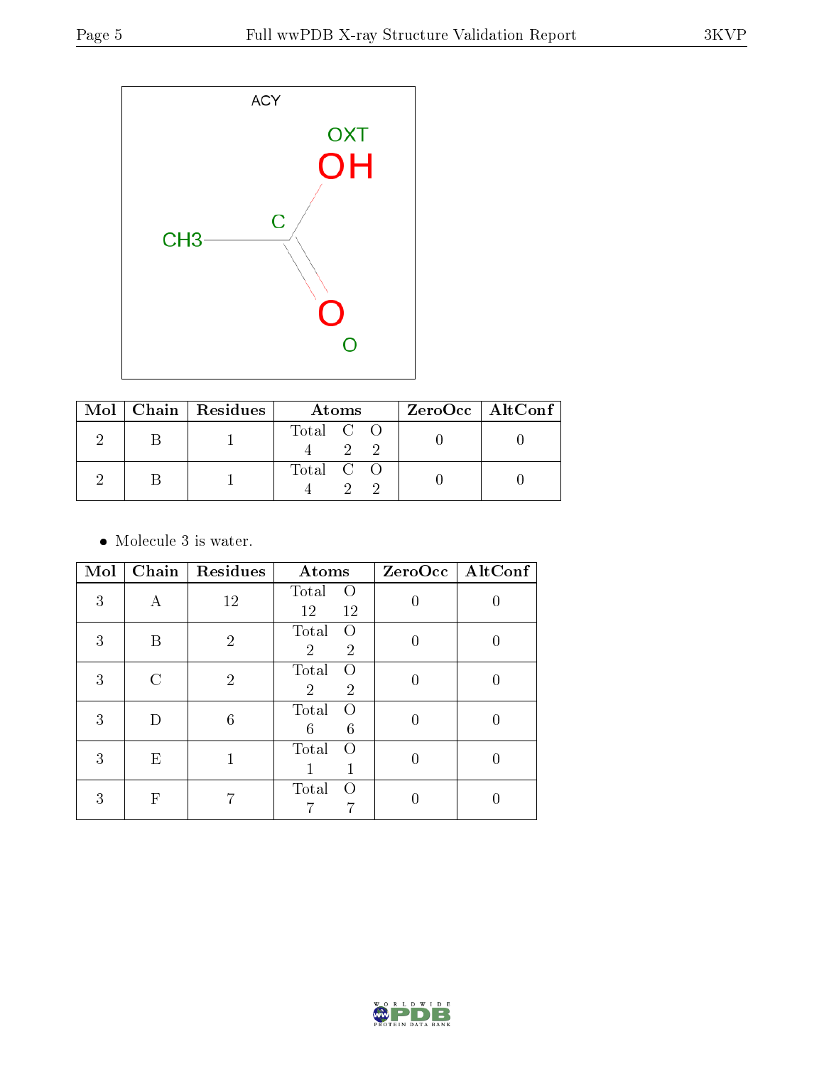| Mol | Chain | Residues | Atoms | ZeroOcc | AltConf |
|---|---|---|---|---|---|
| 2 | B | 1 | Total C O<br>4 2 2 | 0 | 0 |
| 2 | B | 1 | Total C O<br>4 2 2 | 0 | 0 |

- Molecule 3 is water.

| Mol | Chain | Residues | Atoms | ZeroOcc | AltConf |
|---|---|---|---|---|---|
| 3 | A | 12 | Total O<br>12 12 | 0 | 0 |
| 3 | B | 2 | Total O<br>2 2 | 0 | 0 |
| 3 | C | 2 | Total O<br>2 2 | 0 | 0 |
| 3 | D | 6 | Total O<br>6 6 | 0 | 0 |
| 3 | E | 1 | Total O<br>1 1 | 0 | 0 |
| 3 | F | 7 | Total O<br>7 7 | 0 | 0 |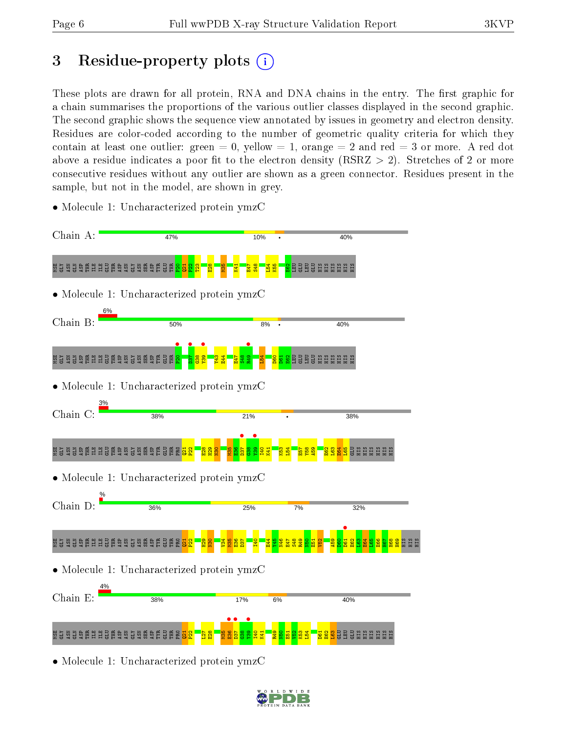# 3 Residue-property plots

These plots are drawn for all protein, RNA and DNA chains in the entry. The first graphic for a chain summarises the proportions of the various outlier classes displayed in the second graphic. The second graphic shows the sequence view annotated by issues in geometry and electron density. Residues are color-coded according to the number of geometric quality criteria for which they contain at least one outlier: green = 0, yellow = 1, orange = 2 and red = 3 or more. A red dot above a residue indicates a poor fit to the electron density (RSRZ > 2). Stretches of 2 or more consecutive residues without any outlier are shown as a green connector. Residues present in the sample, but not in the model, are shown in grey.

- Molecule 1: Uncharacterized protein ymzC

Chain A: 47% 10% • 40%

MSE GLY ASN GLN ASP THR ILE ILE GLU THR ASP ASN GLY ASN SER ASP TYR GLU THR P20 Q21 F22 T23 E28 M35 K41 E47 S48 L54 K55 E62 LEU GLU LEU GLU HIS HIS HIS HIS HIS HIS

- Molecule 1: Uncharacterized protein ymzC

Chain B: 6% 50% 8% • 40%

MSE GLY ASN GLN ASP THR ILE ILE GLU THR ASP ASN GLY ASN SER ASP TYR GLU THR P20 D37 G38 Y39 Y43 E44 E47 S48 R49 L54 D60 D61 E62 LEU GLU LEU GLU HIS HIS HIS HIS HIS HIS

- Molecule 1: Uncharacterized protein ymzC

Chain C: 3% 38% 21% • 38%

MSE GLY ASN GLN ASP THR ILE ILE GLU THR ASP ASN GLY ASN SER ASP TYR GLU THR PRO Q21 F22 E28 H29 N30 M35 E36 D37 G38 Y39 I40 K41 K53 L54 E57 Y58 A59 E62 L63 E64 L65 GLU HIS HIS HIS HIS HIS HIS

- Molecule 1: Uncharacterized protein ymzC

Chain D: % 36% 25% 7% 32%

MSE GLY ASN GLN ASP THR ILE ILE GLU THR ASP ASN GLY ASN SER ASP TYR GLU THR PRO Q21 F22 H29 N30 V34 M35 E36 D37 I40 E44 Y45 K46 E47 S48 R49 N50 E51 V52 A59 D60 D61 E62 L63 E64 L65 E66 H67 H68 H69 HIS HIS HIS

- Molecule 1: Uncharacterized protein ymzC

Chain E: 4% 38% 17% 6% 40%

MSE GLY ASN GLN ASP THR ILE ILE GLU THR ASP ASN GLY ASN SER ASP TYR GLU THR PRO Q21 F22 L27 E28 M35 E36 D37 G38 Y39 I40 K41 R49 N50 E51 V52 K53 L54 D61 E62 L63 GLU LEU GLU HIS HIS HIS HIS HIS HIS

- Molecule 1: Uncharacterized protein ymzC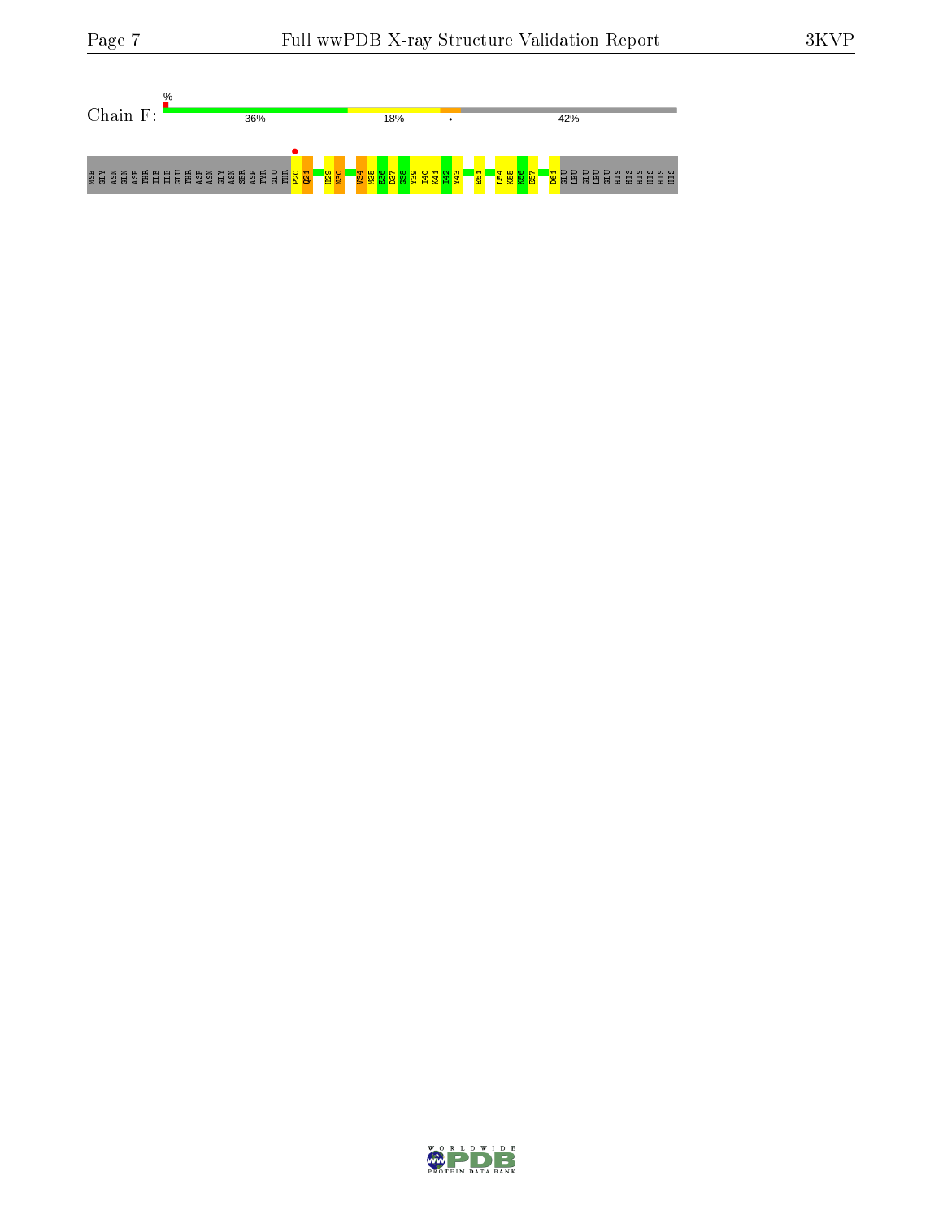Chain F:

%

36% | 18% | • | 42%

MSE GLY ASN GLN ASP THR ILE ILE GLU THR ASP ASN GLY ASN SER ASP TYR GLU THR P20 Q21 H29 N30 V34 M35 E36 D37 G38 Y39 I40 K41 I42 Y43 E51 L54 K55 K56 E57 D61 GLU LEU GLU LEU GLU HIS HIS HIS HIS HIS HIS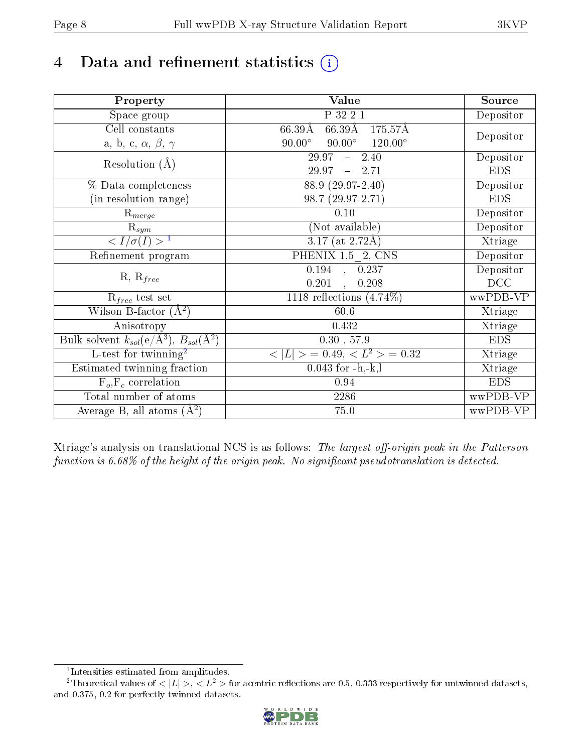# 4 Data and refinement statistics ⓘ

| Property | Value | Source |
|---|---|---|
| Space group | P 32 2 1 | Depositor |
| Cell constants<br>a, b, c, $\alpha$, $\beta$, $\gamma$ | 66.39Å 66.39Å 175.57Å<br>90.00° 90.00° 120.00° | Depositor |
| Resolution (Å) | 29.97 – 2.40<br>29.97 – 2.71 | Depositor<br>EDS |
| % Data completeness<br>(in resolution range) | 88.9 (29.97-2.40)<br>98.7 (29.97-2.71) | Depositor<br>EDS |
| $R_{merge}$ | 0.10 | Depositor |
| $R_{sym}$ | (Not available) | Depositor |
| $< I/\sigma(I) >$ [1] | 3.17 (at 2.72Å) | Xtriage |
| Refinement program | PHENIX 1.5_2, CNS | Depositor |
| R, $R_{free}$ | 0.194 , 0.237<br>0.201 , 0.208 | Depositor<br>DCC |
| $R_{free}$ test set | 1118 reflections (4.74%) | wwPDB-VP |
| Wilson B-factor (Å$^2$) | 60.6 | Xtriage |
| Anisotropy | 0.432 | Xtriage |
| Bulk solvent $k_{sol}$(e/Å$^3$), $B_{sol}$(Å$^2$) | 0.30 , 57.9 | EDS |
| L-test for twinning[2] | $< \|L\| >= 0.49$, $< L^2 >= 0.32$ | Xtriage |
| Estimated twinning fraction | 0.043 for -h,-k,l | Xtriage |
| $F_o$,$F_c$ correlation | 0.94 | EDS |
| Total number of atoms | 2286 | wwPDB-VP |
| Average B, all atoms (Å$^2$) | 75.0 | wwPDB-VP |

Xtriage's analysis on translational NCS is as follows: *The largest off-origin peak in the Patterson function is 6.68% of the height of the origin peak. No significant pseudotranslation is detected.*

[1] Intensities estimated from amplitudes.

[2] Theoretical values of $< |L| >$, $< L^2 >$ for acentric reflections are 0.5, 0.333 respectively for untwinned datasets, and 0.375, 0.2 for perfectly twinned datasets.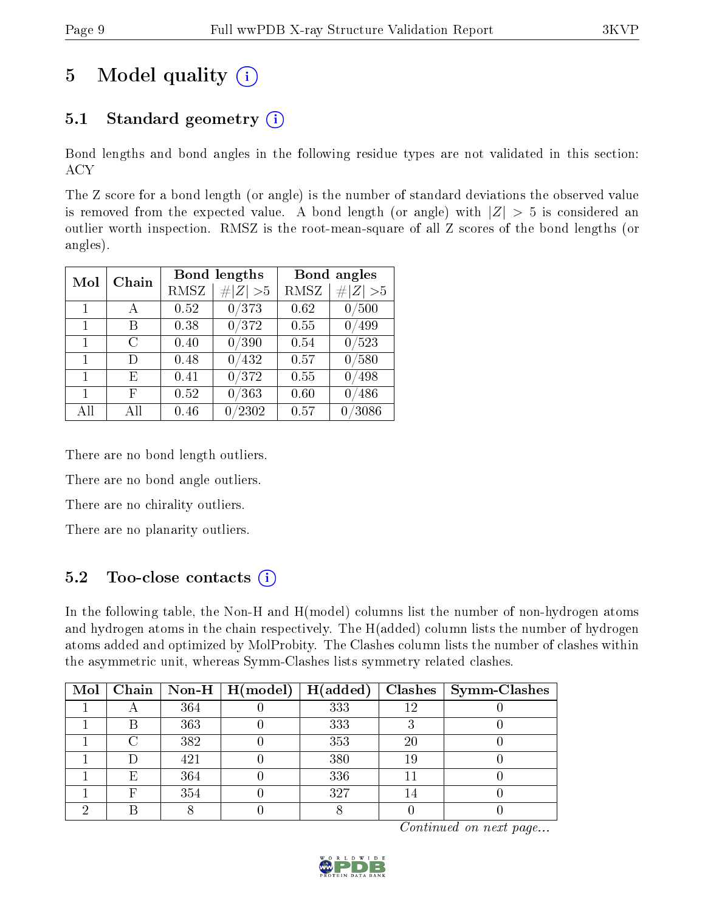# 5 Model quality (i)

## 5.1 Standard geometry (i)

Bond lengths and bond angles in the following residue types are not validated in this section: ACY

The Z score for a bond length (or angle) is the number of standard deviations the observed value is removed from the expected value. A bond length (or angle) with $|Z| > 5$ is considered an outlier worth inspection. RMSZ is the root-mean-square of all Z scores of the bond lengths (or angles).

| Mol | Chain | Bond lengths | | Bond angles | |
|---|---|---|---|---|---|
| | | RMSZ | $\#\|Z\| > 5$ | RMSZ | $\#\|Z\| > 5$ |
| 1 | A | 0.52 | 0/373 | 0.62 | 0/500 |
| 1 | B | 0.38 | 0/372 | 0.55 | 0/499 |
| 1 | C | 0.40 | 0/390 | 0.54 | 0/523 |
| 1 | D | 0.48 | 0/432 | 0.57 | 0/580 |
| 1 | E | 0.41 | 0/372 | 0.55 | 0/498 |
| 1 | F | 0.52 | 0/363 | 0.60 | 0/486 |
| All | All | 0.46 | 0/2302 | 0.57 | 0/3086 |

There are no bond length outliers.

There are no bond angle outliers.

There are no chirality outliers.

There are no planarity outliers.

## 5.2 Too-close contacts (i)

In the following table, the Non-H and H(model) columns list the number of non-hydrogen atoms and hydrogen atoms in the chain respectively. The H(added) column lists the number of hydrogen atoms added and optimized by MolProbity. The Clashes column lists the number of clashes within the asymmetric unit, whereas Symm-Clashes lists symmetry related clashes.

| Mol | Chain | Non-H | H(model) | H(added) | Clashes | Symm-Clashes |
|---|---|---|---|---|---|---|
| 1 | A | 364 | 0 | 333 | 12 | 0 |
| 1 | B | 363 | 0 | 333 | 3 | 0 |
| 1 | C | 382 | 0 | 353 | 20 | 0 |
| 1 | D | 421 | 0 | 380 | 19 | 0 |
| 1 | E | 364 | 0 | 336 | 11 | 0 |
| 1 | F | 354 | 0 | 327 | 14 | 0 |
| 2 | B | 8 | 0 | 8 | 0 | 0 |

*Continued on next page...*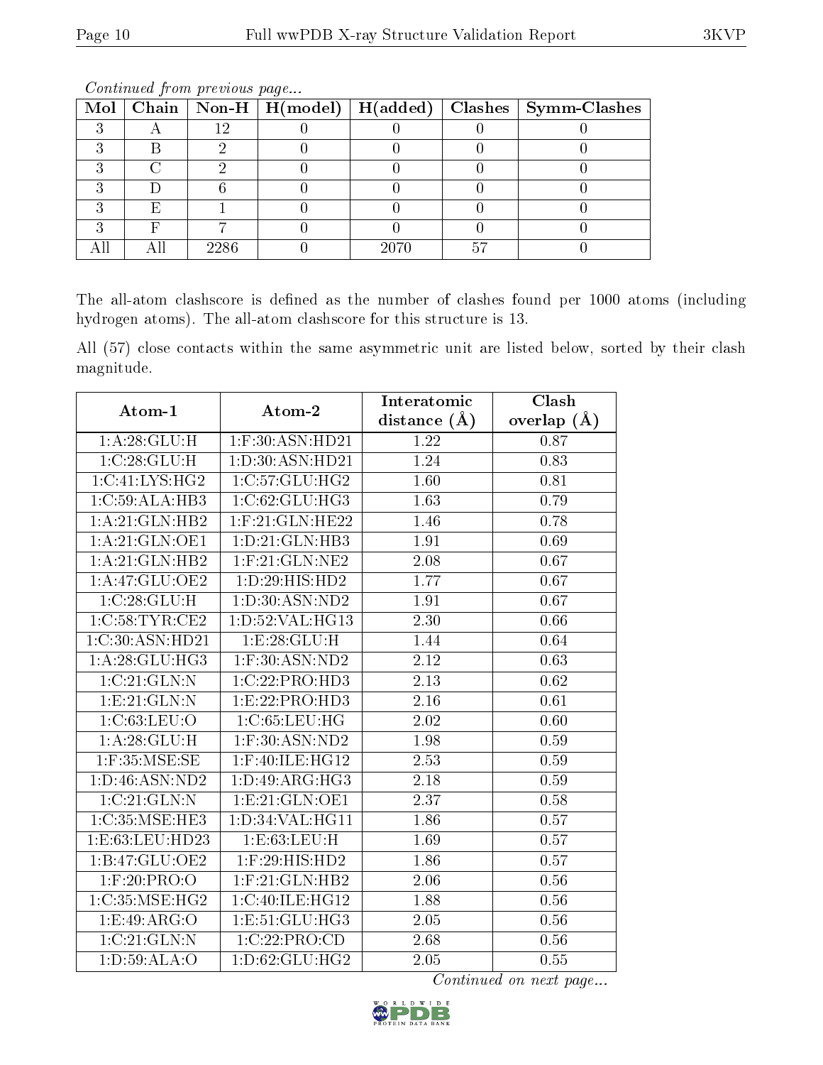*Continued from previous page...*

| Mol | Chain | Non-H | H(model) | H(added) | Clashes | Symm-Clashes |
|---|---|---|---|---|---|---|
| 3 | A | 12 | 0 | 0 | 0 | 0 |
| 3 | B | 2 | 0 | 0 | 0 | 0 |
| 3 | C | 2 | 0 | 0 | 0 | 0 |
| 3 | D | 6 | 0 | 0 | 0 | 0 |
| 3 | E | 1 | 0 | 0 | 0 | 0 |
| 3 | F | 7 | 0 | 0 | 0 | 0 |
| All | All | 2286 | 0 | 2070 | 57 | 0 |

The all-atom clashscore is defined as the number of clashes found per 1000 atoms (including hydrogen atoms). The all-atom clashscore for this structure is 13.

All (57) close contacts within the same asymmetric unit are listed below, sorted by their clash magnitude.

| Atom-1 | Atom-2 | Interatomic distance (Å) | Clash overlap (Å) |
|---|---|---|---|
| 1:A:28:GLU:H | 1:F:30:ASN:HD21 | 1.22 | 0.87 |
| 1:C:28:GLU:H | 1:D:30:ASN:HD21 | 1.24 | 0.83 |
| 1:C:41:LYS:HG2 | 1:C:57:GLU:HG2 | 1.60 | 0.81 |
| 1:C:59:ALA:HB3 | 1:C:62:GLU:HG3 | 1.63 | 0.79 |
| 1:A:21:GLN:HB2 | 1:F:21:GLN:HE22 | 1.46 | 0.78 |
| 1:A:21:GLN:OE1 | 1:D:21:GLN:HB3 | 1.91 | 0.69 |
| 1:A:21:GLN:HB2 | 1:F:21:GLN:NE2 | 2.08 | 0.67 |
| 1:A:47:GLU:OE2 | 1:D:29:HIS:HD2 | 1.77 | 0.67 |
| 1:C:28:GLU:H | 1:D:30:ASN:ND2 | 1.91 | 0.67 |
| 1:C:58:TYR:CE2 | 1:D:52:VAL:HG13 | 2.30 | 0.66 |
| 1:C:30:ASN:HD21 | 1:E:28:GLU:H | 1.44 | 0.64 |
| 1:A:28:GLU:HG3 | 1:F:30:ASN:ND2 | 2.12 | 0.63 |
| 1:C:21:GLN:N | 1:C:22:PRO:HD3 | 2.13 | 0.62 |
| 1:E:21:GLN:N | 1:E:22:PRO:HD3 | 2.16 | 0.61 |
| 1:C:63:LEU:O | 1:C:65:LEU:HG | 2.02 | 0.60 |
| 1:A:28:GLU:H | 1:F:30:ASN:ND2 | 1.98 | 0.59 |
| 1:F:35:MSE:SE | 1:F:40:ILE:HG12 | 2.53 | 0.59 |
| 1:D:46:ASN:ND2 | 1:D:49:ARG:HG3 | 2.18 | 0.59 |
| 1:C:21:GLN:N | 1:E:21:GLN:OE1 | 2.37 | 0.58 |
| 1:C:35:MSE:HE3 | 1:D:34:VAL:HG11 | 1.86 | 0.57 |
| 1:E:63:LEU:HD23 | 1:E:63:LEU:H | 1.69 | 0.57 |
| 1:B:47:GLU:OE2 | 1:F:29:HIS:HD2 | 1.86 | 0.57 |
| 1:F:20:PRO:O | 1:F:21:GLN:HB2 | 2.06 | 0.56 |
| 1:C:35:MSE:HG2 | 1:C:40:ILE:HG12 | 1.88 | 0.56 |
| 1:E:49:ARG:O | 1:E:51:GLU:HG3 | 2.05 | 0.56 |
| 1:C:21:GLN:N | 1:C:22:PRO:CD | 2.68 | 0.56 |
| 1:D:59:ALA:O | 1:D:62:GLU:HG2 | 2.05 | 0.55 |

*Continued on next page...*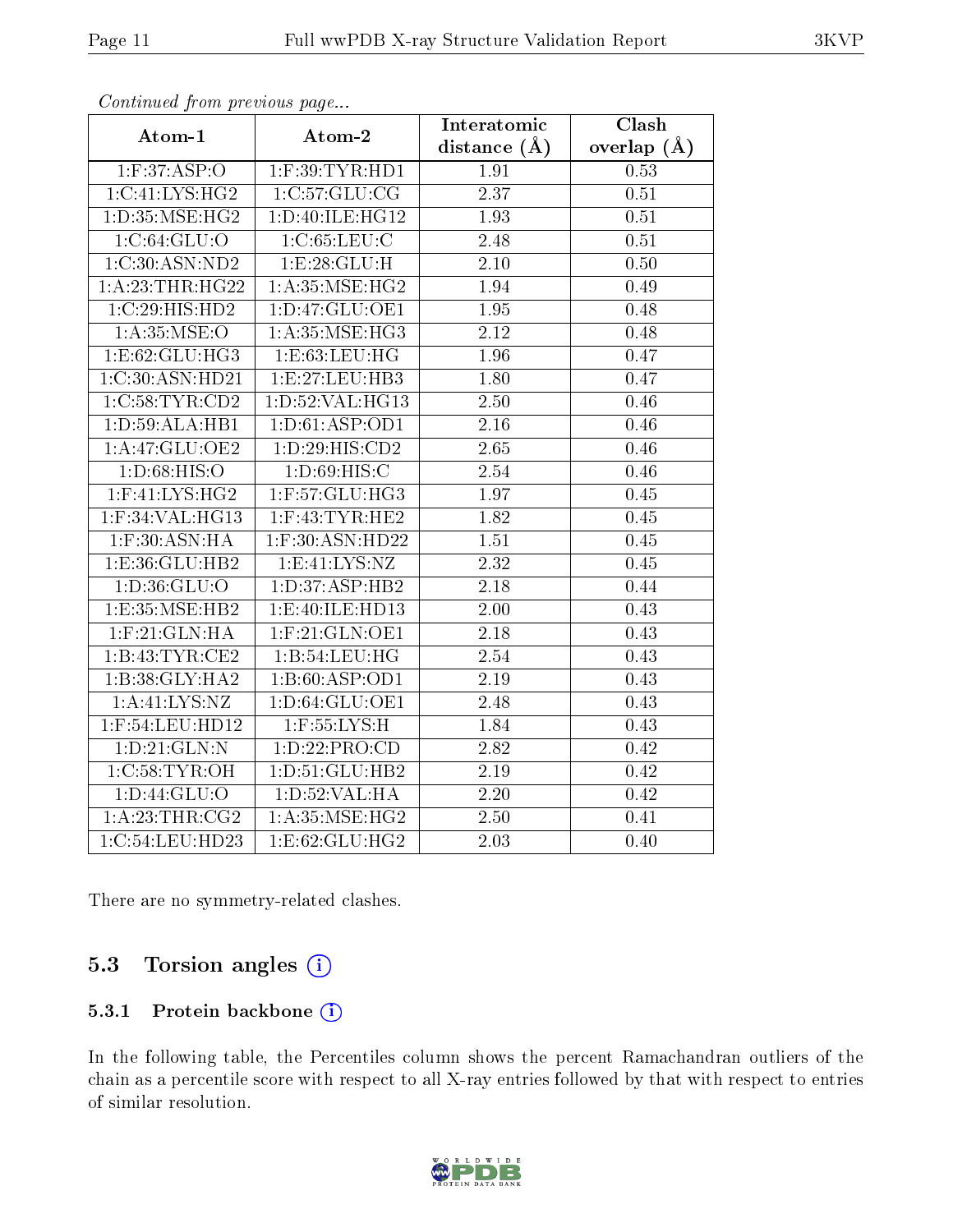*Continued from previous page...*

| Atom-1 | Atom-2 | Interatomic distance (Å) | Clash overlap (Å) |
|---|---|---|---|
| 1:F:37:ASP:O | 1:F:39:TYR:HD1 | 1.91 | 0.53 |
| 1:C:41:LYS:HG2 | 1:C:57:GLU:CG | 2.37 | 0.51 |
| 1:D:35:MSE:HG2 | 1:D:40:ILE:HG12 | 1.93 | 0.51 |
| 1:C:64:GLU:O | 1:C:65:LEU:C | 2.48 | 0.51 |
| 1:C:30:ASN:ND2 | 1:E:28:GLU:H | 2.10 | 0.50 |
| 1:A:23:THR:HG22 | 1:A:35:MSE:HG2 | 1.94 | 0.49 |
| 1:C:29:HIS:HD2 | 1:D:47:GLU:OE1 | 1.95 | 0.48 |
| 1:A:35:MSE:O | 1:A:35:MSE:HG3 | 2.12 | 0.48 |
| 1:E:62:GLU:HG3 | 1:E:63:LEU:HG | 1.96 | 0.47 |
| 1:C:30:ASN:HD21 | 1:E:27:LEU:HB3 | 1.80 | 0.47 |
| 1:C:58:TYR:CD2 | 1:D:52:VAL:HG13 | 2.50 | 0.46 |
| 1:D:59:ALA:HB1 | 1:D:61:ASP:OD1 | 2.16 | 0.46 |
| 1:A:47:GLU:OE2 | 1:D:29:HIS:CD2 | 2.65 | 0.46 |
| 1:D:68:HIS:O | 1:D:69:HIS:C | 2.54 | 0.46 |
| 1:F:41:LYS:HG2 | 1:F:57:GLU:HG3 | 1.97 | 0.45 |
| 1:F:34:VAL:HG13 | 1:F:43:TYR:HE2 | 1.82 | 0.45 |
| 1:F:30:ASN:HA | 1:F:30:ASN:HD22 | 1.51 | 0.45 |
| 1:E:36:GLU:HB2 | 1:E:41:LYS:NZ | 2.32 | 0.45 |
| 1:D:36:GLU:O | 1:D:37:ASP:HB2 | 2.18 | 0.44 |
| 1:E:35:MSE:HB2 | 1:E:40:ILE:HD13 | 2.00 | 0.43 |
| 1:F:21:GLN:HA | 1:F:21:GLN:OE1 | 2.18 | 0.43 |
| 1:B:43:TYR:CE2 | 1:B:54:LEU:HG | 2.54 | 0.43 |
| 1:B:38:GLY:HA2 | 1:B:60:ASP:OD1 | 2.19 | 0.43 |
| 1:A:41:LYS:NZ | 1:D:64:GLU:OE1 | 2.48 | 0.43 |
| 1:F:54:LEU:HD12 | 1:F:55:LYS:H | 1.84 | 0.43 |
| 1:D:21:GLN:N | 1:D:22:PRO:CD | 2.82 | 0.42 |
| 1:C:58:TYR:OH | 1:D:51:GLU:HB2 | 2.19 | 0.42 |
| 1:D:44:GLU:O | 1:D:52:VAL:HA | 2.20 | 0.42 |
| 1:A:23:THR:CG2 | 1:A:35:MSE:HG2 | 2.50 | 0.41 |
| 1:C:54:LEU:HD23 | 1:E:62:GLU:HG2 | 2.03 | 0.40 |

There are no symmetry-related clashes.

## 5.3 Torsion angles

### 5.3.1 Protein backbone

In the following table, the Percentiles column shows the percent Ramachandran outliers of the chain as a percentile score with respect to all X-ray entries followed by that with respect to entries of similar resolution.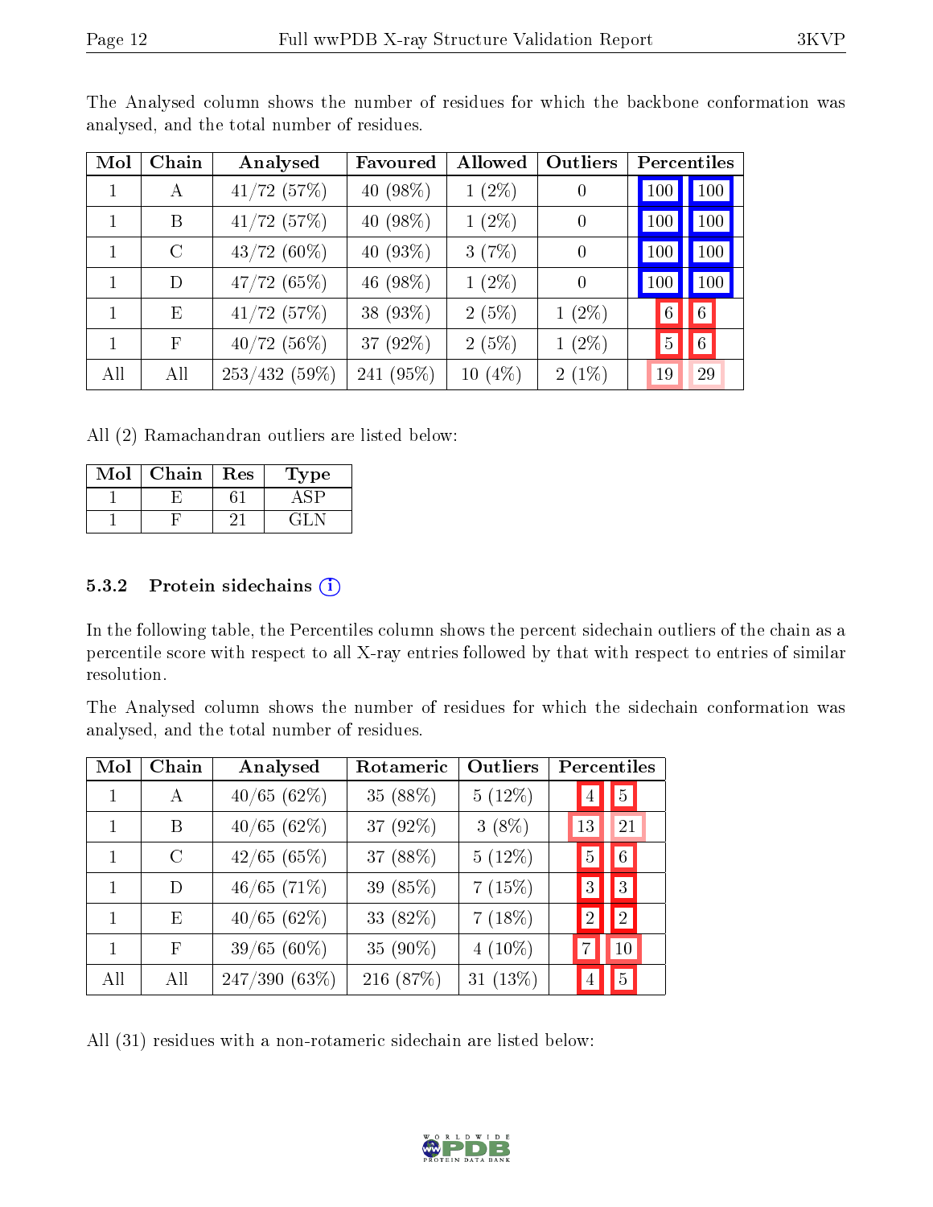The Analysed column shows the number of residues for which the backbone conformation was analysed, and the total number of residues.

| Mol | Chain | Analysed | Favoured | Allowed | Outliers | Percentiles | |
|---|---|---|---|---|---|---|---|
| 1 | A | 41/72 (57%) | 40 (98%) | 1 (2%) | 0 | 100 | 100 |
| 1 | B | 41/72 (57%) | 40 (98%) | 1 (2%) | 0 | 100 | 100 |
| 1 | C | 43/72 (60%) | 40 (93%) | 3 (7%) | 0 | 100 | 100 |
| 1 | D | 47/72 (65%) | 46 (98%) | 1 (2%) | 0 | 100 | 100 |
| 1 | E | 41/72 (57%) | 38 (93%) | 2 (5%) | 1 (2%) | 6 | 6 |
| 1 | F | 40/72 (56%) | 37 (92%) | 2 (5%) | 1 (2%) | 5 | 6 |
| All | All | 253/432 (59%) | 241 (95%) | 10 (4%) | 2 (1%) | 19 | 29 |

All (2) Ramachandran outliers are listed below:

| Mol | Chain | Res | Type |
|---|---|---|---|
| 1 | E | 61 | ASP |
| 1 | F | 21 | GLN |

#### 5.3.2 Protein sidechains

In the following table, the Percentiles column shows the percent sidechain outliers of the chain as a percentile score with respect to all X-ray entries followed by that with respect to entries of similar resolution.

The Analysed column shows the number of residues for which the sidechain conformation was analysed, and the total number of residues.

| Mol | Chain | Analysed | Rotameric | Outliers | Percentiles | |
|---|---|---|---|---|---|---|
| 1 | A | 40/65 (62%) | 35 (88%) | 5 (12%) | 4 | 5 |
| 1 | B | 40/65 (62%) | 37 (92%) | 3 (8%) | 13 | 21 |
| 1 | C | 42/65 (65%) | 37 (88%) | 5 (12%) | 5 | 6 |
| 1 | D | 46/65 (71%) | 39 (85%) | 7 (15%) | 3 | 3 |
| 1 | E | 40/65 (62%) | 33 (82%) | 7 (18%) | 2 | 2 |
| 1 | F | 39/65 (60%) | 35 (90%) | 4 (10%) | 7 | 10 |
| All | All | 247/390 (63%) | 216 (87%) | 31 (13%) | 4 | 5 |

All (31) residues with a non-rotameric sidechain are listed below: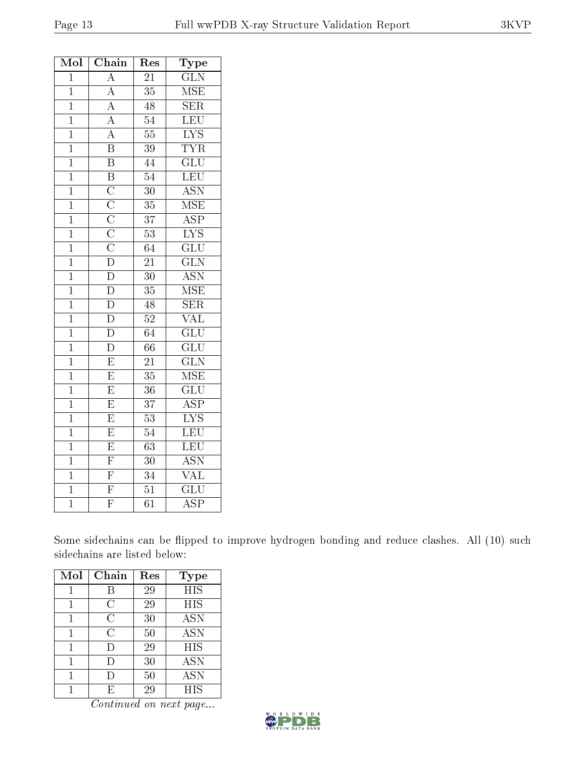| Mol | Chain | Res | Type |
|---|---|---|---|
| 1 | A | 21 | GLN |
| 1 | A | 35 | MSE |
| 1 | A | 48 | SER |
| 1 | A | 54 | LEU |
| 1 | A | 55 | LYS |
| 1 | B | 39 | TYR |
| 1 | B | 44 | GLU |
| 1 | B | 54 | LEU |
| 1 | C | 30 | ASN |
| 1 | C | 35 | MSE |
| 1 | C | 37 | ASP |
| 1 | C | 53 | LYS |
| 1 | C | 64 | GLU |
| 1 | D | 21 | GLN |
| 1 | D | 30 | ASN |
| 1 | D | 35 | MSE |
| 1 | D | 48 | SER |
| 1 | D | 52 | VAL |
| 1 | D | 64 | GLU |
| 1 | D | 66 | GLU |
| 1 | E | 21 | GLN |
| 1 | E | 35 | MSE |
| 1 | E | 36 | GLU |
| 1 | E | 37 | ASP |
| 1 | E | 53 | LYS |
| 1 | E | 54 | LEU |
| 1 | E | 63 | LEU |
| 1 | F | 30 | ASN |
| 1 | F | 34 | VAL |
| 1 | F | 51 | GLU |
| 1 | F | 61 | ASP |

Some sidechains can be flipped to improve hydrogen bonding and reduce clashes. All (10) such sidechains are listed below:

| Mol | Chain | Res | Type |
|---|---|---|---|
| 1 | B | 29 | HIS |
| 1 | C | 29 | HIS |
| 1 | C | 30 | ASN |
| 1 | C | 50 | ASN |
| 1 | D | 29 | HIS |
| 1 | D | 30 | ASN |
| 1 | D | 50 | ASN |
| 1 | E | 29 | HIS |

*Continued on next page...*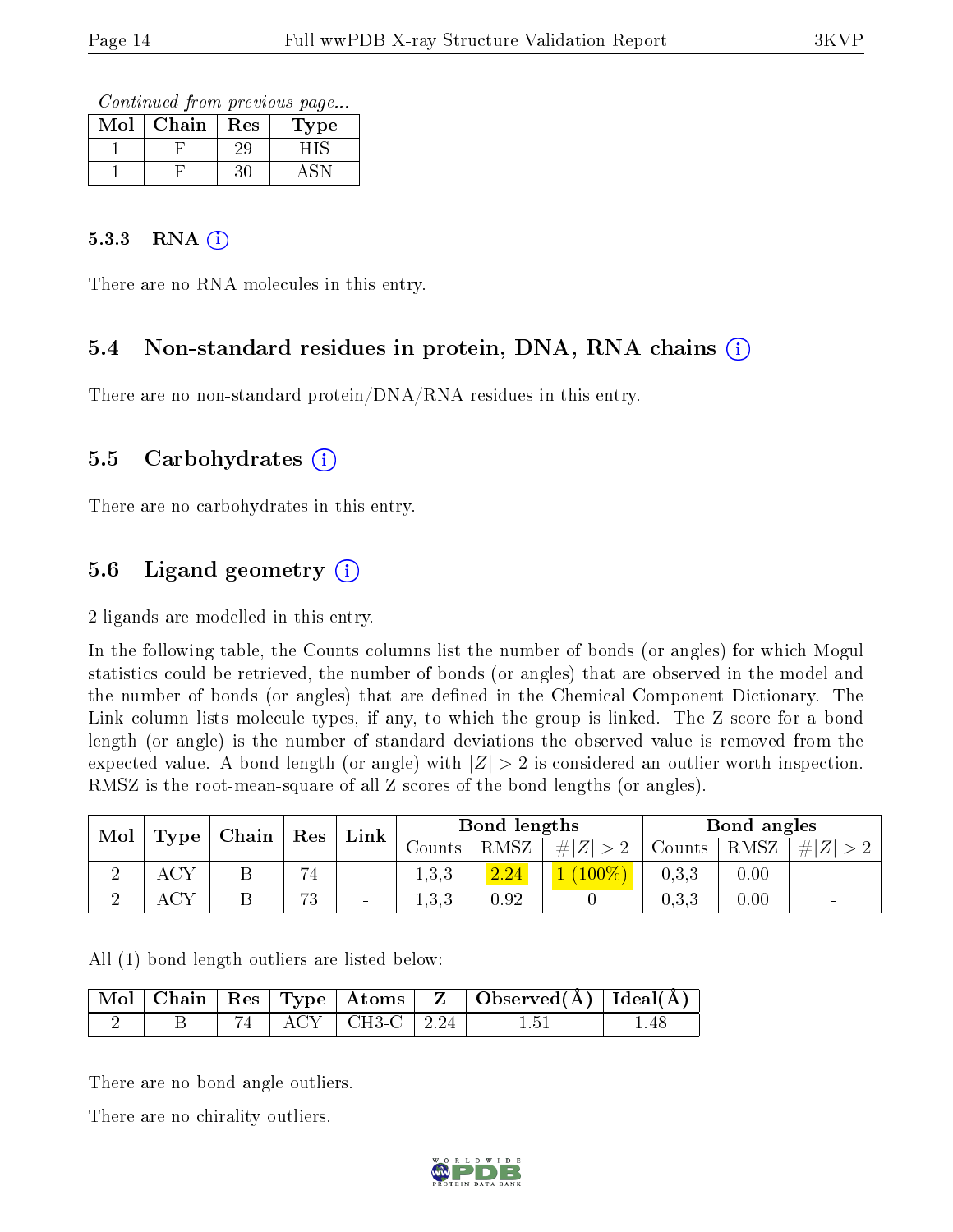*Continued from previous page...*

| Mol | Chain | Res | Type |
|---|---|---|---|
| 1 | F | 29 | HIS |
| 1 | F | 30 | ASN |

#### 5.3.3 RNA (i)

There are no RNA molecules in this entry.

### 5.4 Non-standard residues in protein, DNA, RNA chains (i)

There are no non-standard protein/DNA/RNA residues in this entry.

### 5.5 Carbohydrates (i)

There are no carbohydrates in this entry.

### 5.6 Ligand geometry (i)

2 ligands are modelled in this entry.

In the following table, the Counts columns list the number of bonds (or angles) for which Mogul statistics could be retrieved, the number of bonds (or angles) that are observed in the model and the number of bonds (or angles) that are defined in the Chemical Component Dictionary. The Link column lists molecule types, if any, to which the group is linked. The Z score for a bond length (or angle) is the number of standard deviations the observed value is removed from the expected value. A bond length (or angle) with $|Z| > 2$ is considered an outlier worth inspection. RMSZ is the root-mean-square of all Z scores of the bond lengths (or angles).

| Mol | Type | Chain | Res | Link | Bond lengths | | | Bond angles | | |
|---|---|---|---|---|---|---|---|---|---|---|
| | | | | | Counts | RMSZ | $\#\|Z\| > 2$ | Counts | RMSZ | $\#\|Z\| > 2$ |
| 2 | ACY | B | 74 | - | 1,3,3 | 2.24 | 1 (100%) | 0,3,3 | 0.00 | - |
| 2 | ACY | B | 73 | - | 1,3,3 | 0.92 | 0 | 0,3,3 | 0.00 | - |

All (1) bond length outliers are listed below:

| Mol | Chain | Res | Type | Atoms | Z | Observed(Å) | Ideal(Å) |
|---|---|---|---|---|---|---|---|
| 2 | B | 74 | ACY | CH3-C | 2.24 | 1.51 | 1.48 |

There are no bond angle outliers.

There are no chirality outliers.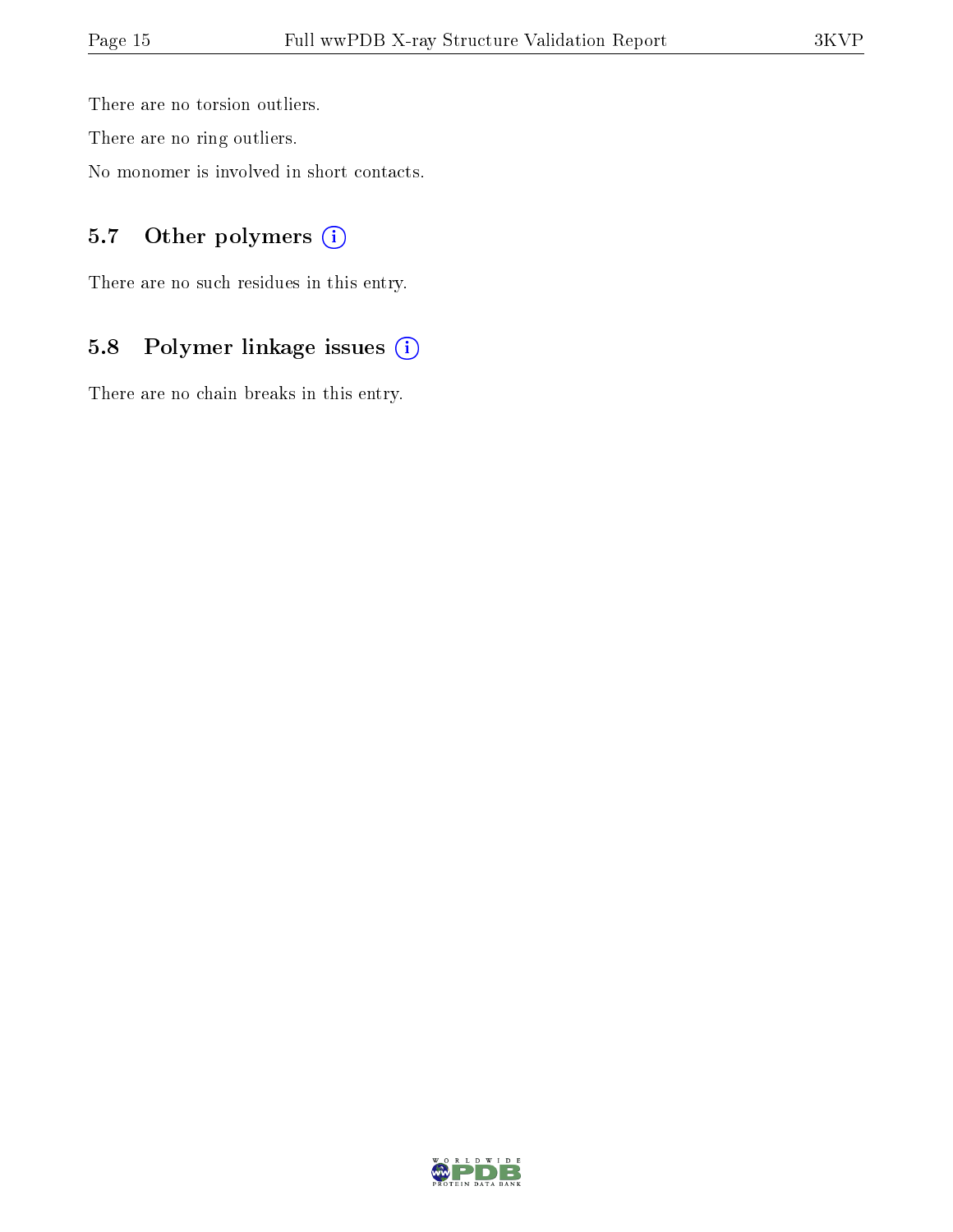There are no torsion outliers.

There are no ring outliers.

No monomer is involved in short contacts.

## 5.7 Other polymers (i)

There are no such residues in this entry.

## 5.8 Polymer linkage issues (i)

There are no chain breaks in this entry.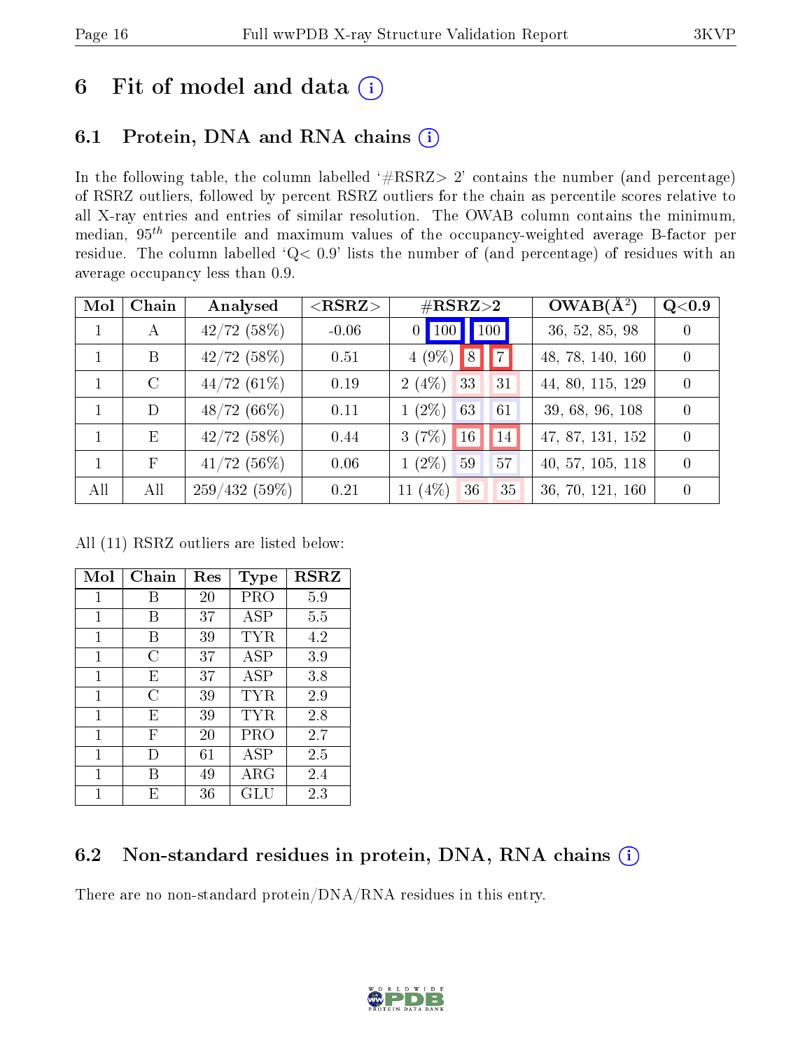# 6 Fit of model and data

## 6.1 Protein, DNA and RNA chains

In the following table, the column labelled '#RSRZ> 2' contains the number (and percentage) of RSRZ outliers, followed by percent RSRZ outliers for the chain as percentile scores relative to all X-ray entries and entries of similar resolution. The OWAB column contains the minimum, median, $95^{th}$ percentile and maximum values of the occupancy-weighted average B-factor per residue. The column labelled 'Q< 0.9' lists the number of (and percentage) of residues with an average occupancy less than 0.9.

| Mol | Chain | Analysed | <RSRZ> | #RSRZ>2 | | | OWAB(Å$^2$) | Q<0.9 |
|---|---|---|---|---|---|---|---|---|
| 1 | A | 42/72 (58%) | -0.06 | 0 | 100 | 100 | 36, 52, 85, 98 | 0 |
| 1 | B | 42/72 (58%) | 0.51 | 4 (9%) | 8 | 7 | 48, 78, 140, 160 | 0 |
| 1 | C | 44/72 (61%) | 0.19 | 2 (4%) | 33 | 31 | 44, 80, 115, 129 | 0 |
| 1 | D | 48/72 (66%) | 0.11 | 1 (2%) | 63 | 61 | 39, 68, 96, 108 | 0 |
| 1 | E | 42/72 (58%) | 0.44 | 3 (7%) | 16 | 14 | 47, 87, 131, 152 | 0 |
| 1 | F | 41/72 (56%) | 0.06 | 1 (2%) | 59 | 57 | 40, 57, 105, 118 | 0 |
| All | All | 259/432 (59%) | 0.21 | 11 (4%) | 36 | 35 | 36, 70, 121, 160 | 0 |

All (11) RSRZ outliers are listed below:

| Mol | Chain | Res | Type | RSRZ |
|---|---|---|---|---|
| 1 | B | 20 | PRO | 5.9 |
| 1 | B | 37 | ASP | 5.5 |
| 1 | B | 39 | TYR | 4.2 |
| 1 | C | 37 | ASP | 3.9 |
| 1 | E | 37 | ASP | 3.8 |
| 1 | C | 39 | TYR | 2.9 |
| 1 | E | 39 | TYR | 2.8 |
| 1 | F | 20 | PRO | 2.7 |
| 1 | D | 61 | ASP | 2.5 |
| 1 | B | 49 | ARG | 2.4 |
| 1 | E | 36 | GLU | 2.3 |

## 6.2 Non-standard residues in protein, DNA, RNA chains

There are no non-standard protein/DNA/RNA residues in this entry.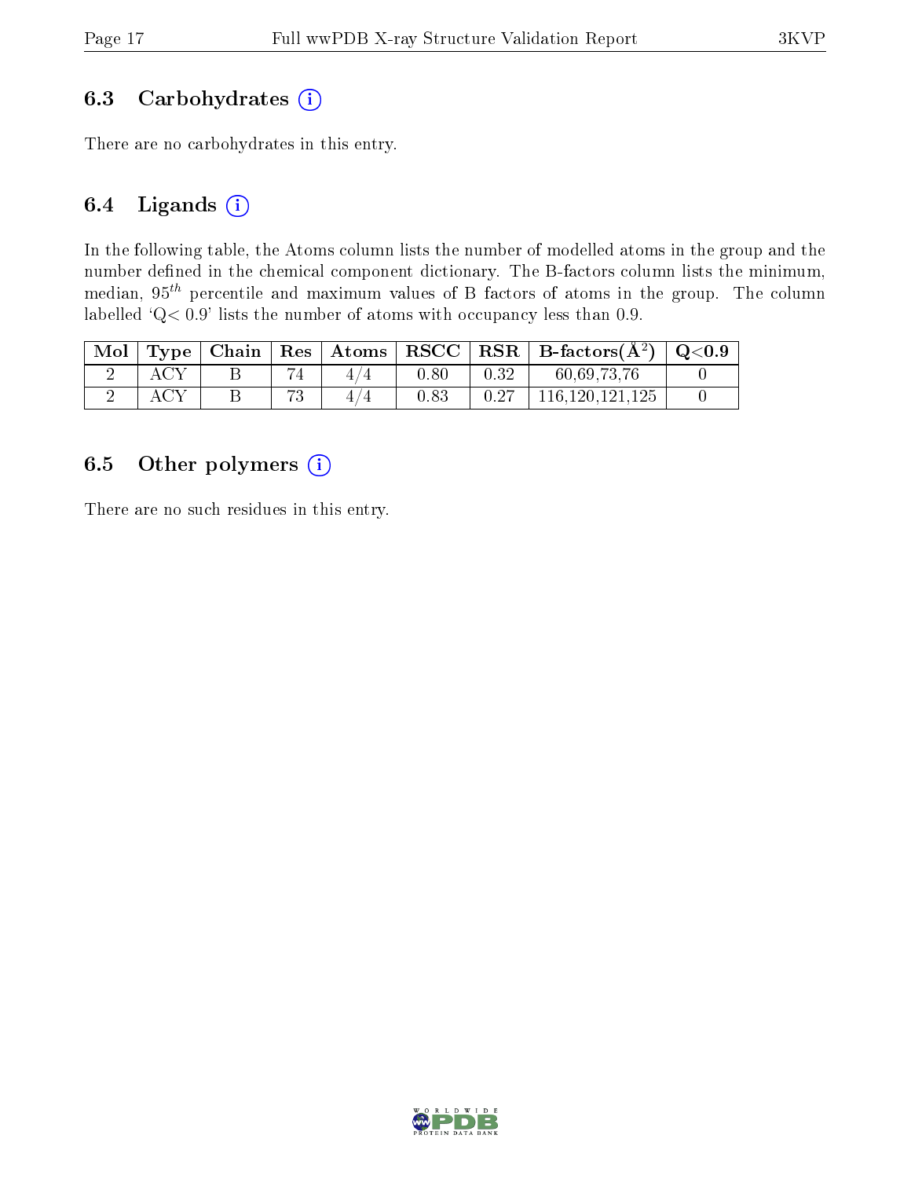## 6.3 Carbohydrates

There are no carbohydrates in this entry.

## 6.4 Ligands

In the following table, the Atoms column lists the number of modelled atoms in the group and the number defined in the chemical component dictionary. The B-factors column lists the minimum, median, $95^{th}$ percentile and maximum values of B factors of atoms in the group. The column labelled 'Q< 0.9' lists the number of atoms with occupancy less than 0.9.

| Mol | Type | Chain | Res | Atoms | RSCC | RSR | B-factors($Å^2$) | Q<0.9 |
|---|---|---|---|---|---|---|---|---|
| 2 | ACY | B | 74 | 4/4 | 0.80 | 0.32 | 60,69,73,76 | 0 |
| 2 | ACY | B | 73 | 4/4 | 0.83 | 0.27 | 116,120,121,125 | 0 |

## 6.5 Other polymers

There are no such residues in this entry.